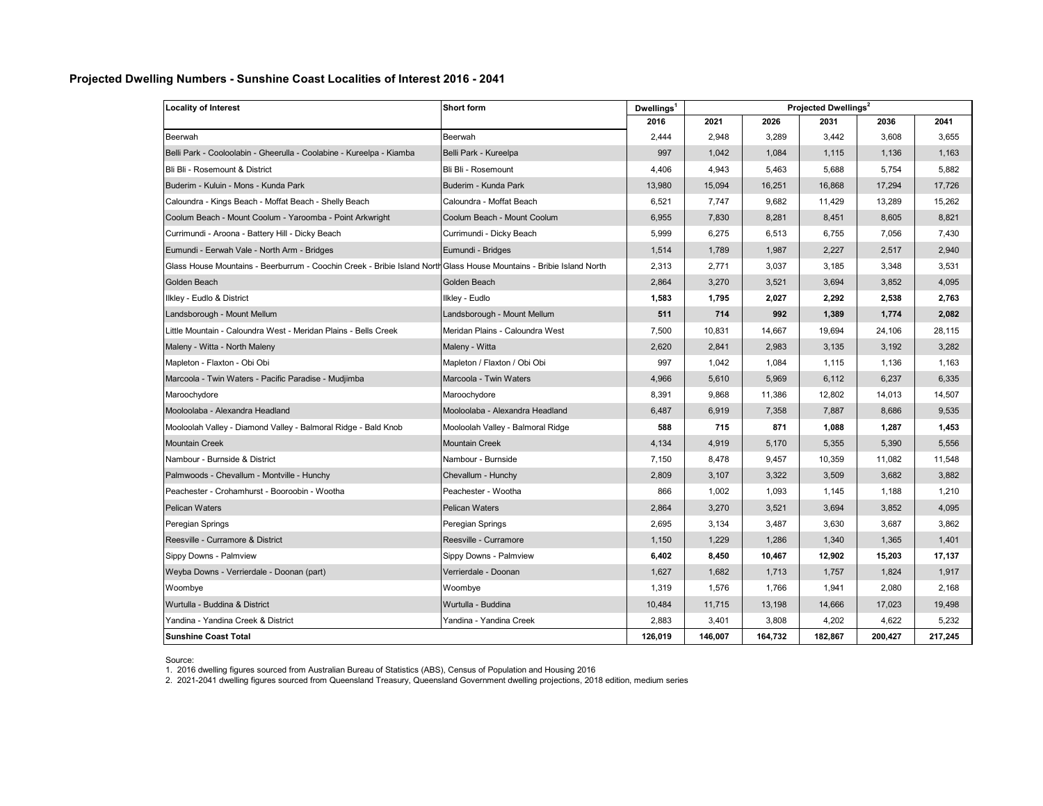## Projected Dwelling Numbers - Sunshine Coast Localities of Interest 2016 - 2041

| Locality of Interest | Short form | Dwellings[1] | Projected Dwellings[2] | | | | |
|---|---|---|---|---|---|---|---|
| | | 2016 | 2021 | 2026 | 2031 | 2036 | 2041 |
| Beerwah | Beerwah | 2,444 | 2,948 | 3,289 | 3,442 | 3,608 | 3,655 |
| Belli Park - Cooloolabin - Gheerulla - Coolabine - Kureelpa - Kiamba | Belli Park - Kureelpa | 997 | 1,042 | 1,084 | 1,115 | 1,136 | 1,163 |
| Bli Bli - Rosemount & District | Bli Bli - Rosemount | 4,406 | 4,943 | 5,463 | 5,688 | 5,754 | 5,882 |
| Buderim - Kuluin - Mons - Kunda Park | Buderim - Kunda Park | 13,980 | 15,094 | 16,251 | 16,868 | 17,294 | 17,726 |
| Caloundra - Kings Beach - Moffat Beach - Shelly Beach | Caloundra - Moffat Beach | 6,521 | 7,747 | 9,682 | 11,429 | 13,289 | 15,262 |
| Coolum Beach - Mount Coolum - Yaroomba - Point Arkwright | Coolum Beach - Mount Coolum | 6,955 | 7,830 | 8,281 | 8,451 | 8,605 | 8,821 |
| Currimundi - Aroona - Battery Hill - Dicky Beach | Currimundi - Dicky Beach | 5,999 | 6,275 | 6,513 | 6,755 | 7,056 | 7,430 |
| Eumundi - Eerwah Vale - North Arm - Bridges | Eumundi - Bridges | 1,514 | 1,789 | 1,987 | 2,227 | 2,517 | 2,940 |
| Glass House Mountains - Beerburrum - Coochin Creek - Bribie Island North | Glass House Mountains - Bribie Island North | 2,313 | 2,771 | 3,037 | 3,185 | 3,348 | 3,531 |
| Golden Beach | Golden Beach | 2,864 | 3,270 | 3,521 | 3,694 | 3,852 | 4,095 |
| Ilkley - Eudlo & District | Ilkley - Eudlo | **1,583** | **1,795** | **2,027** | **2,292** | **2,538** | **2,763** |
| Landsborough - Mount Mellum | Landsborough - Mount Mellum | **511** | **714** | **992** | **1,389** | **1,774** | **2,082** |
| Little Mountain - Caloundra West - Meridan Plains - Bells Creek | Meridan Plains - Caloundra West | 7,500 | 10,831 | 14,667 | 19,694 | 24,106 | 28,115 |
| Maleny - Witta - North Maleny | Maleny - Witta | 2,620 | 2,841 | 2,983 | 3,135 | 3,192 | 3,282 |
| Mapleton - Flaxton - Obi Obi | Mapleton / Flaxton / Obi Obi | 997 | 1,042 | 1,084 | 1,115 | 1,136 | 1,163 |
| Marcoola - Twin Waters - Pacific Paradise - Mudjimba | Marcoola - Twin Waters | 4,966 | 5,610 | 5,969 | 6,112 | 6,237 | 6,335 |
| Maroochydore | Maroochydore | 8,391 | 9,868 | 11,386 | 12,802 | 14,013 | 14,507 |
| Mooloolaba - Alexandra Headland | Mooloolaba - Alexandra Headland | 6,487 | 6,919 | 7,358 | 7,887 | 8,686 | 9,535 |
| Mooloolah Valley - Diamond Valley - Balmoral Ridge - Bald Knob | Mooloolah Valley - Balmoral Ridge | **588** | **715** | **871** | **1,088** | **1,287** | **1,453** |
| Mountain Creek | Mountain Creek | 4,134 | 4,919 | 5,170 | 5,355 | 5,390 | 5,556 |
| Nambour - Burnside & District | Nambour - Burnside | 7,150 | 8,478 | 9,457 | 10,359 | 11,082 | 11,548 |
| Palmwoods - Chevallum - Montville - Hunchy | Chevallum - Hunchy | 2,809 | 3,107 | 3,322 | 3,509 | 3,682 | 3,882 |
| Peachester - Crohamhurst - Booroobin - Wootha | Peachester - Wootha | 866 | 1,002 | 1,093 | 1,145 | 1,188 | 1,210 |
| Pelican Waters | Pelican Waters | 2,864 | 3,270 | 3,521 | 3,694 | 3,852 | 4,095 |
| Peregian Springs | Peregian Springs | 2,695 | 3,134 | 3,487 | 3,630 | 3,687 | 3,862 |
| Reesville - Curramore & District | Reesville - Curramore | 1,150 | 1,229 | 1,286 | 1,340 | 1,365 | 1,401 |
| Sippy Downs - Palmview | Sippy Downs - Palmview | **6,402** | **8,450** | **10,467** | **12,902** | **15,203** | **17,137** |
| Weyba Downs - Verrierdale - Doonan (part) | Verrierdale - Doonan | 1,627 | 1,682 | 1,713 | 1,757 | 1,824 | 1,917 |
| Woombye | Woombye | 1,319 | 1,576 | 1,766 | 1,941 | 2,080 | 2,168 |
| Wurtulla - Buddina & District | Wurtulla - Buddina | 10,484 | 11,715 | 13,198 | 14,666 | 17,023 | 19,498 |
| Yandina - Yandina Creek & District | Yandina - Yandina Creek | 2,883 | 3,401 | 3,808 | 4,202 | 4,622 | 5,232 |
| **Sunshine Coast Total** | | **126,019** | **146,007** | **164,732** | **182,867** | **200,427** | **217,245** |

Source:
1. 2016 dwelling figures sourced from Australian Bureau of Statistics (ABS), Census of Population and Housing 2016
2. 2021-2041 dwelling figures sourced from Queensland Treasury, Queensland Government dwelling projections, 2018 edition, medium series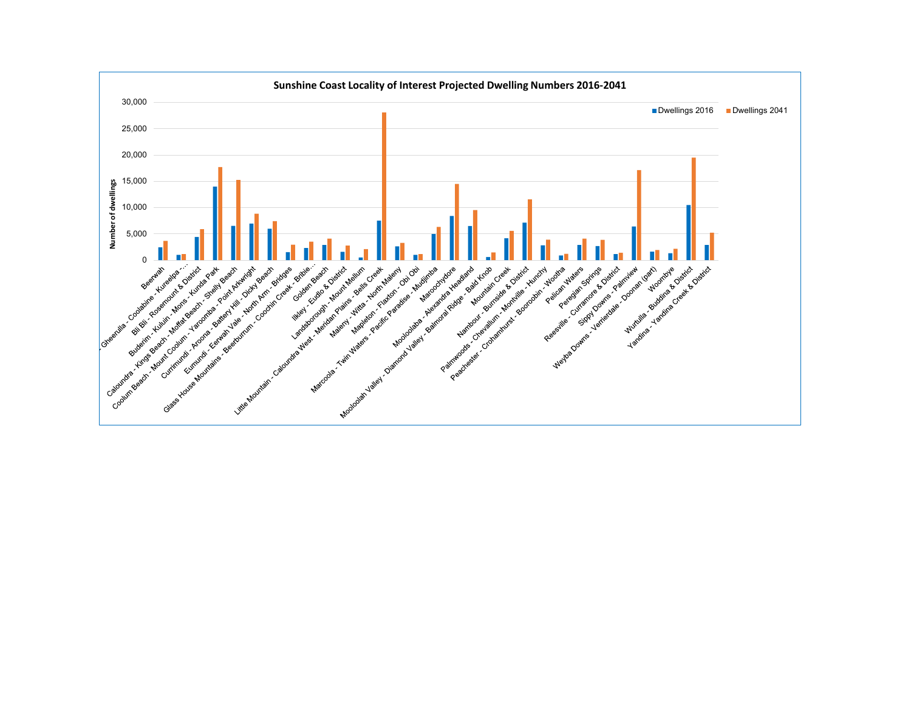**Sunshine Coast Locality of Interest Projected Dwelling Numbers 2016-2041**

Dwellings 2016
Dwellings 2041

Number of dwellings

30,000
25,000
20,000
15,000
10,000
5,000
0

Beerwah
- Gheerulla - Coolabine - Kureelpa -...
Bli Bli - Rosemount & District
Buderim - Kuluin - Mons - Kunda Park
Caloundra - Kings Beach - Moffat Beach - Shelly Beach
Coolum Beach - Mount Coolum - Yaroomba - Point Arkwright
Currimundi - Aroona - Battery Hill - Dicky Beach
Eumundi - Eerwah Vale - North Arm - Bridges
Glass House Mountains - Beerburrum - Coochin Creek - Bribie...
Golden Beach
Ilkley - Eudlo & District
Landsborough - Mount Mellum
Little Mountain - Caloundra West - Meridan Plains - Bells Creek
Maleny - Witta - North Maleny
Mapleton - Flaxton - Obi Obi
Marcoola - Twin Waters - Pacific Paradise - Mudjimba
Maroochydore
Mooloolaba - Alexandra Headland
Mooloolah Valley - Diamond Valley - Balmoral Ridge - Bald Knob
Mountain Creek
Nambour - Burnside & District
Palmwoods - Chevallum - Montville - Hunchy
Peachester - Crohamhurst - Booroobin - Wootha
Pelican Waters
Peregian Springs
Reesville - Curramore & District
Sippy Downs - Palmview
Weyba Downs - Verrierdale - Doonan (part)
Woombye
Wurtulla - Buddina & District
Yandina - Yandina Creek & District